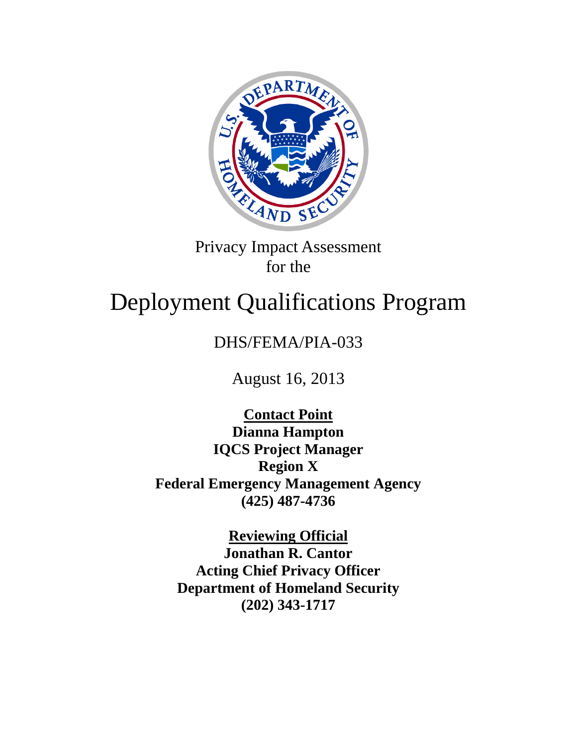Privacy Impact Assessment
for the

# Deployment Qualifications Program

DHS/FEMA/PIA-033

August 16, 2013

**Contact Point**
**Dianna Hampton**
**IQCS Project Manager**
**Region X**
**Federal Emergency Management Agency**
**(425) 487-4736**

**Reviewing Official**
**Jonathan R. Cantor**
**Acting Chief Privacy Officer**
**Department of Homeland Security**
**(202) 343-1717**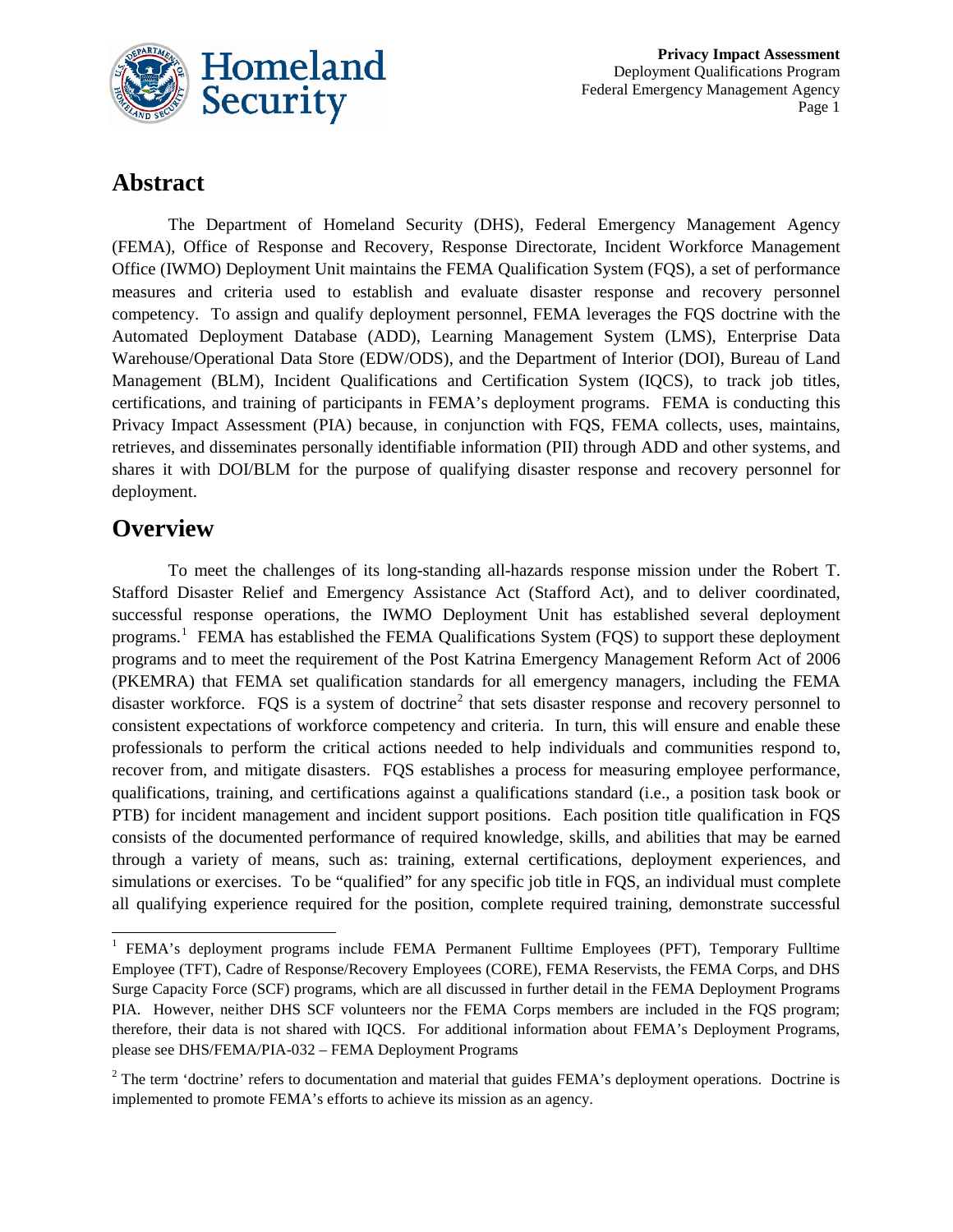## Abstract

The Department of Homeland Security (DHS), Federal Emergency Management Agency (FEMA), Office of Response and Recovery, Response Directorate, Incident Workforce Management Office (IWMO) Deployment Unit maintains the FEMA Qualification System (FQS), a set of performance measures and criteria used to establish and evaluate disaster response and recovery personnel competency. To assign and qualify deployment personnel, FEMA leverages the FQS doctrine with the Automated Deployment Database (ADD), Learning Management System (LMS), Enterprise Data Warehouse/Operational Data Store (EDW/ODS), and the Department of Interior (DOI), Bureau of Land Management (BLM), Incident Qualifications and Certification System (IQCS), to track job titles, certifications, and training of participants in FEMA's deployment programs. FEMA is conducting this Privacy Impact Assessment (PIA) because, in conjunction with FQS, FEMA collects, uses, maintains, retrieves, and disseminates personally identifiable information (PII) through ADD and other systems, and shares it with DOI/BLM for the purpose of qualifying disaster response and recovery personnel for deployment.

## Overview

To meet the challenges of its long-standing all-hazards response mission under the Robert T. Stafford Disaster Relief and Emergency Assistance Act (Stafford Act), and to deliver coordinated, successful response operations, the IWMO Deployment Unit has established several deployment programs.[1] FEMA has established the FEMA Qualifications System (FQS) to support these deployment programs and to meet the requirement of the Post Katrina Emergency Management Reform Act of 2006 (PKEMRA) that FEMA set qualification standards for all emergency managers, including the FEMA disaster workforce. FQS is a system of doctrine[2] that sets disaster response and recovery personnel to consistent expectations of workforce competency and criteria. In turn, this will ensure and enable these professionals to perform the critical actions needed to help individuals and communities respond to, recover from, and mitigate disasters. FQS establishes a process for measuring employee performance, qualifications, training, and certifications against a qualifications standard (i.e., a position task book or PTB) for incident management and incident support positions. Each position title qualification in FQS consists of the documented performance of required knowledge, skills, and abilities that may be earned through a variety of means, such as: training, external certifications, deployment experiences, and simulations or exercises. To be "qualified" for any specific job title in FQS, an individual must complete all qualifying experience required for the position, complete required training, demonstrate successful

---

[1] FEMA's deployment programs include FEMA Permanent Fulltime Employees (PFT), Temporary Fulltime Employee (TFT), Cadre of Response/Recovery Employees (CORE), FEMA Reservists, the FEMA Corps, and DHS Surge Capacity Force (SCF) programs, which are all discussed in further detail in the FEMA Deployment Programs PIA. However, neither DHS SCF volunteers nor the FEMA Corps members are included in the FQS program; therefore, their data is not shared with IQCS. For additional information about FEMA's Deployment Programs, please see DHS/FEMA/PIA-032 – FEMA Deployment Programs

[2] The term 'doctrine' refers to documentation and material that guides FEMA's deployment operations. Doctrine is implemented to promote FEMA's efforts to achieve its mission as an agency.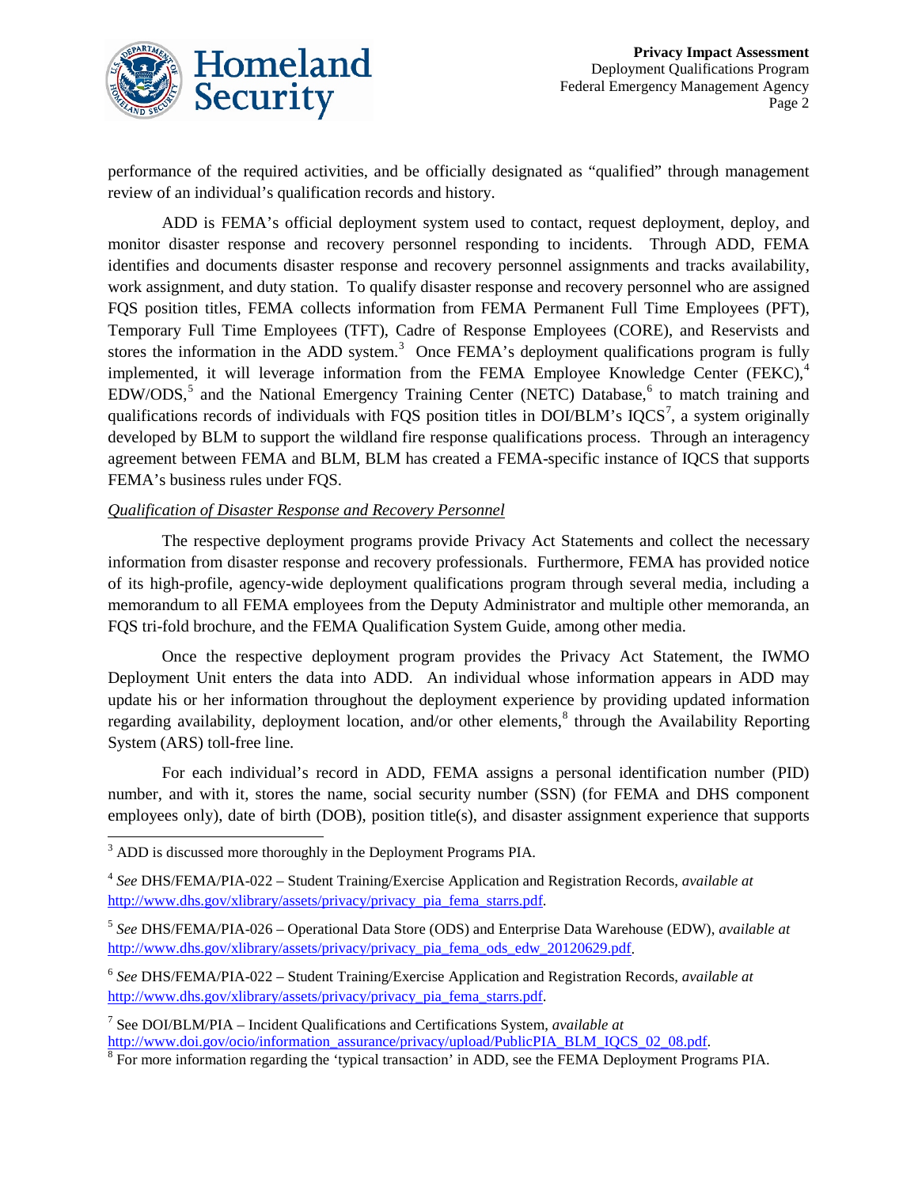performance of the required activities, and be officially designated as "qualified" through management review of an individual's qualification records and history.

ADD is FEMA's official deployment system used to contact, request deployment, deploy, and monitor disaster response and recovery personnel responding to incidents. Through ADD, FEMA identifies and documents disaster response and recovery personnel assignments and tracks availability, work assignment, and duty station. To qualify disaster response and recovery personnel who are assigned FQS position titles, FEMA collects information from FEMA Permanent Full Time Employees (PFT), Temporary Full Time Employees (TFT), Cadre of Response Employees (CORE), and Reservists and stores the information in the ADD system.[3] Once FEMA's deployment qualifications program is fully implemented, it will leverage information from the FEMA Employee Knowledge Center (FEKC),[4] EDW/ODS,[5] and the National Emergency Training Center (NETC) Database,[6] to match training and qualifications records of individuals with FQS position titles in DOI/BLM's IQCS[7], a system originally developed by BLM to support the wildland fire response qualifications process. Through an interagency agreement between FEMA and BLM, BLM has created a FEMA-specific instance of IQCS that supports FEMA's business rules under FQS.

*Qualification of Disaster Response and Recovery Personnel*

The respective deployment programs provide Privacy Act Statements and collect the necessary information from disaster response and recovery professionals. Furthermore, FEMA has provided notice of its high-profile, agency-wide deployment qualifications program through several media, including a memorandum to all FEMA employees from the Deputy Administrator and multiple other memoranda, an FQS tri-fold brochure, and the FEMA Qualification System Guide, among other media.

Once the respective deployment program provides the Privacy Act Statement, the IWMO Deployment Unit enters the data into ADD. An individual whose information appears in ADD may update his or her information throughout the deployment experience by providing updated information regarding availability, deployment location, and/or other elements,[8] through the Availability Reporting System (ARS) toll-free line.

For each individual's record in ADD, FEMA assigns a personal identification number (PID) number, and with it, stores the name, social security number (SSN) (for FEMA and DHS component employees only), date of birth (DOB), position title(s), and disaster assignment experience that supports

---

[3] ADD is discussed more thoroughly in the Deployment Programs PIA.

[4] *See* DHS/FEMA/PIA-022 – Student Training/Exercise Application and Registration Records, *available at* http://www.dhs.gov/xlibrary/assets/privacy/privacy_pia_fema_starrs.pdf.

[5] *See* DHS/FEMA/PIA-026 – Operational Data Store (ODS) and Enterprise Data Warehouse (EDW), *available at* http://www.dhs.gov/xlibrary/assets/privacy/privacy_pia_fema_ods_edw_20120629.pdf.

[6] *See* DHS/FEMA/PIA-022 – Student Training/Exercise Application and Registration Records, *available at* http://www.dhs.gov/xlibrary/assets/privacy/privacy_pia_fema_starrs.pdf.

[7] See DOI/BLM/PIA – Incident Qualifications and Certifications System, *available at* http://www.doi.gov/ocio/information_assurance/privacy/upload/PublicPIA_BLM_IQCS_02_08.pdf.

[8] For more information regarding the 'typical transaction' in ADD, see the FEMA Deployment Programs PIA.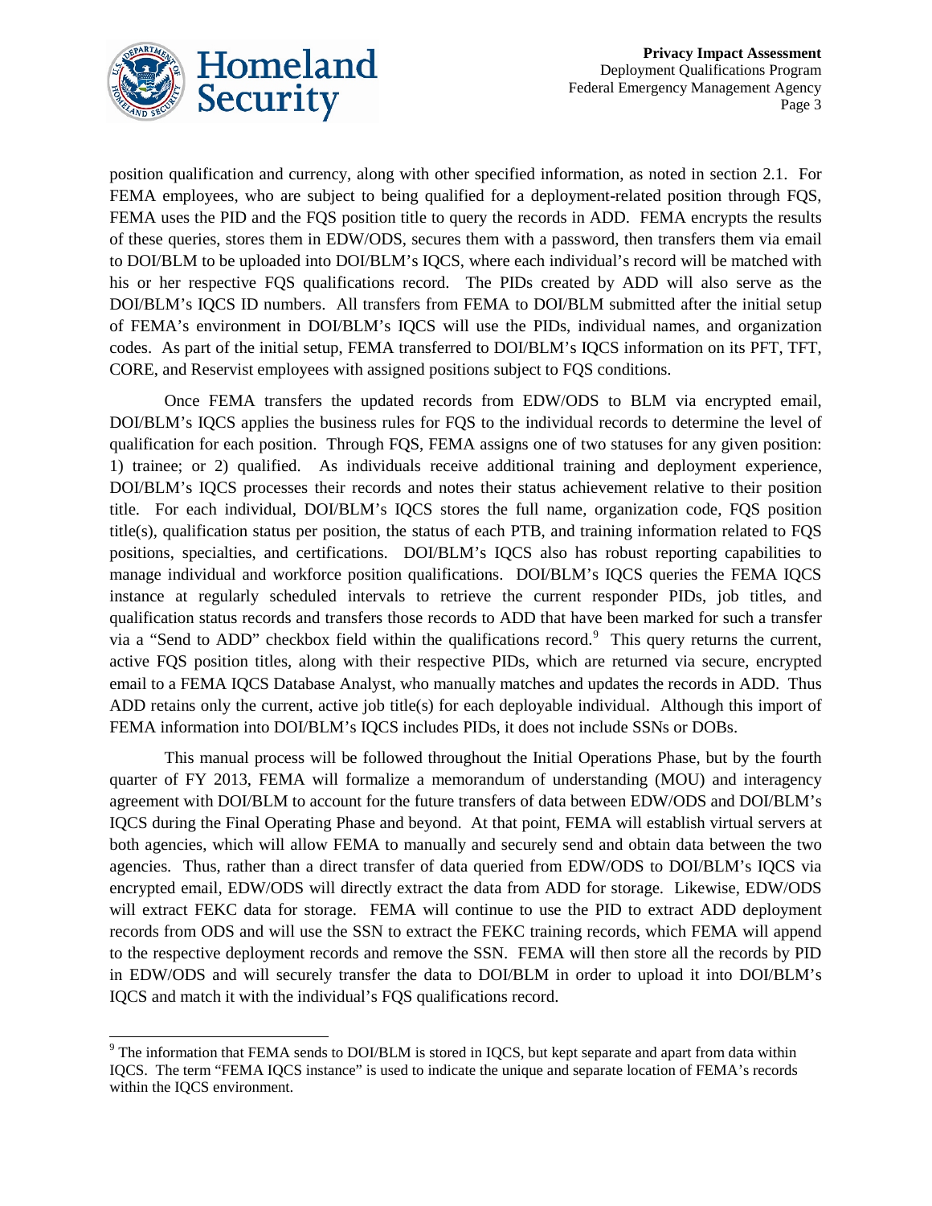position qualification and currency, along with other specified information, as noted in section 2.1. For FEMA employees, who are subject to being qualified for a deployment-related position through FQS, FEMA uses the PID and the FQS position title to query the records in ADD. FEMA encrypts the results of these queries, stores them in EDW/ODS, secures them with a password, then transfers them via email to DOI/BLM to be uploaded into DOI/BLM's IQCS, where each individual's record will be matched with his or her respective FQS qualifications record. The PIDs created by ADD will also serve as the DOI/BLM's IQCS ID numbers. All transfers from FEMA to DOI/BLM submitted after the initial setup of FEMA's environment in DOI/BLM's IQCS will use the PIDs, individual names, and organization codes. As part of the initial setup, FEMA transferred to DOI/BLM's IQCS information on its PFT, TFT, CORE, and Reservist employees with assigned positions subject to FQS conditions.

Once FEMA transfers the updated records from EDW/ODS to BLM via encrypted email, DOI/BLM's IQCS applies the business rules for FQS to the individual records to determine the level of qualification for each position. Through FQS, FEMA assigns one of two statuses for any given position: 1) trainee; or 2) qualified. As individuals receive additional training and deployment experience, DOI/BLM's IQCS processes their records and notes their status achievement relative to their position title. For each individual, DOI/BLM's IQCS stores the full name, organization code, FQS position title(s), qualification status per position, the status of each PTB, and training information related to FQS positions, specialties, and certifications. DOI/BLM's IQCS also has robust reporting capabilities to manage individual and workforce position qualifications. DOI/BLM's IQCS queries the FEMA IQCS instance at regularly scheduled intervals to retrieve the current responder PIDs, job titles, and qualification status records and transfers those records to ADD that have been marked for such a transfer via a "Send to ADD" checkbox field within the qualifications record.[9] This query returns the current, active FQS position titles, along with their respective PIDs, which are returned via secure, encrypted email to a FEMA IQCS Database Analyst, who manually matches and updates the records in ADD. Thus ADD retains only the current, active job title(s) for each deployable individual. Although this import of FEMA information into DOI/BLM's IQCS includes PIDs, it does not include SSNs or DOBs.

This manual process will be followed throughout the Initial Operations Phase, but by the fourth quarter of FY 2013, FEMA will formalize a memorandum of understanding (MOU) and interagency agreement with DOI/BLM to account for the future transfers of data between EDW/ODS and DOI/BLM's IQCS during the Final Operating Phase and beyond. At that point, FEMA will establish virtual servers at both agencies, which will allow FEMA to manually and securely send and obtain data between the two agencies. Thus, rather than a direct transfer of data queried from EDW/ODS to DOI/BLM's IQCS via encrypted email, EDW/ODS will directly extract the data from ADD for storage. Likewise, EDW/ODS will extract FEKC data for storage. FEMA will continue to use the PID to extract ADD deployment records from ODS and will use the SSN to extract the FEKC training records, which FEMA will append to the respective deployment records and remove the SSN. FEMA will then store all the records by PID in EDW/ODS and will securely transfer the data to DOI/BLM in order to upload it into DOI/BLM's IQCS and match it with the individual's FQS qualifications record.

[9] The information that FEMA sends to DOI/BLM is stored in IQCS, but kept separate and apart from data within IQCS. The term "FEMA IQCS instance" is used to indicate the unique and separate location of FEMA's records within the IQCS environment.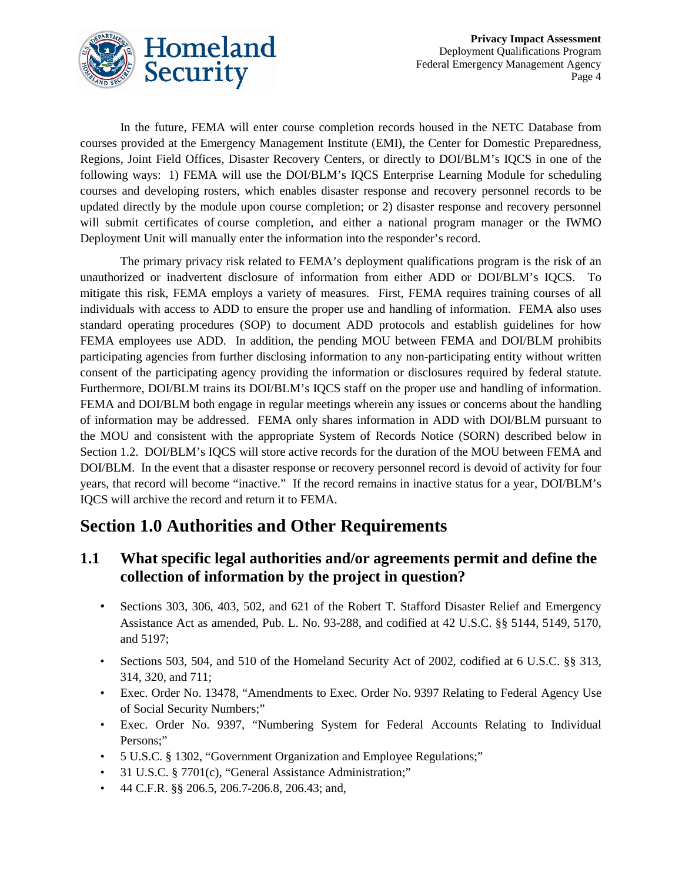In the future, FEMA will enter course completion records housed in the NETC Database from courses provided at the Emergency Management Institute (EMI), the Center for Domestic Preparedness, Regions, Joint Field Offices, Disaster Recovery Centers, or directly to DOI/BLM's IQCS in one of the following ways: 1) FEMA will use the DOI/BLM's IQCS Enterprise Learning Module for scheduling courses and developing rosters, which enables disaster response and recovery personnel records to be updated directly by the module upon course completion; or 2) disaster response and recovery personnel will submit certificates of course completion, and either a national program manager or the IWMO Deployment Unit will manually enter the information into the responder's record.

The primary privacy risk related to FEMA's deployment qualifications program is the risk of an unauthorized or inadvertent disclosure of information from either ADD or DOI/BLM's IQCS. To mitigate this risk, FEMA employs a variety of measures. First, FEMA requires training courses of all individuals with access to ADD to ensure the proper use and handling of information. FEMA also uses standard operating procedures (SOP) to document ADD protocols and establish guidelines for how FEMA employees use ADD. In addition, the pending MOU between FEMA and DOI/BLM prohibits participating agencies from further disclosing information to any non-participating entity without written consent of the participating agency providing the information or disclosures required by federal statute. Furthermore, DOI/BLM trains its DOI/BLM's IQCS staff on the proper use and handling of information. FEMA and DOI/BLM both engage in regular meetings wherein any issues or concerns about the handling of information may be addressed. FEMA only shares information in ADD with DOI/BLM pursuant to the MOU and consistent with the appropriate System of Records Notice (SORN) described below in Section 1.2. DOI/BLM's IQCS will store active records for the duration of the MOU between FEMA and DOI/BLM. In the event that a disaster response or recovery personnel record is devoid of activity for four years, that record will become "inactive." If the record remains in inactive status for a year, DOI/BLM's IQCS will archive the record and return it to FEMA.

# Section 1.0 Authorities and Other Requirements

## 1.1 What specific legal authorities and/or agreements permit and define the collection of information by the project in question?

- Sections 303, 306, 403, 502, and 621 of the Robert T. Stafford Disaster Relief and Emergency Assistance Act as amended, Pub. L. No. 93-288, and codified at 42 U.S.C. §§ 5144, 5149, 5170, and 5197;
- Sections 503, 504, and 510 of the Homeland Security Act of 2002, codified at 6 U.S.C. §§ 313, 314, 320, and 711;
- Exec. Order No. 13478, "Amendments to Exec. Order No. 9397 Relating to Federal Agency Use of Social Security Numbers;"
- Exec. Order No. 9397, "Numbering System for Federal Accounts Relating to Individual Persons;"
- 5 U.S.C. § 1302, "Government Organization and Employee Regulations;"
- 31 U.S.C. § 7701(c), "General Assistance Administration;"
- 44 C.F.R. §§ 206.5, 206.7-206.8, 206.43; and,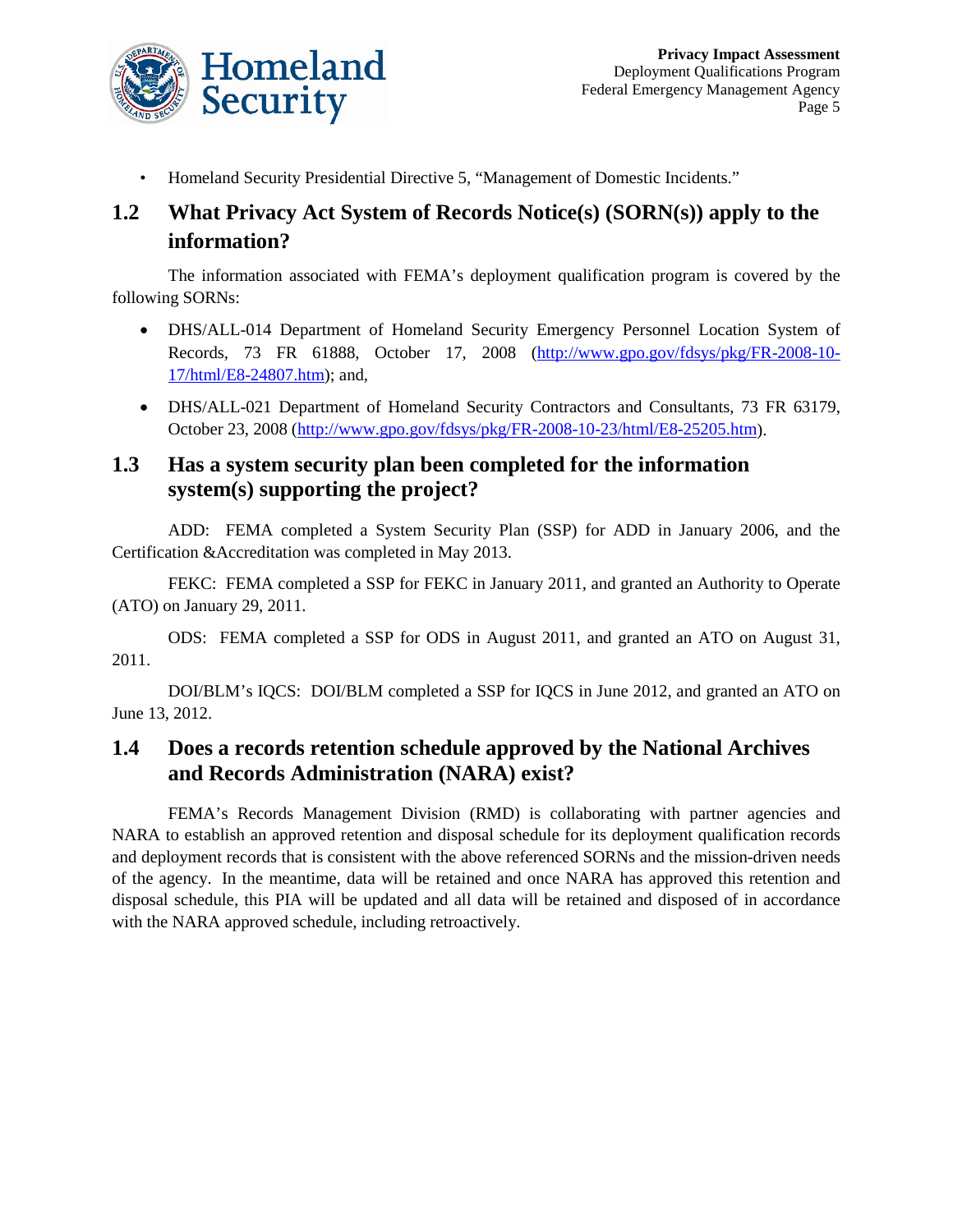- Homeland Security Presidential Directive 5, "Management of Domestic Incidents."

## 1.2 What Privacy Act System of Records Notice(s) (SORN(s)) apply to the information?

The information associated with FEMA's deployment qualification program is covered by the following SORNs:

- DHS/ALL-014 Department of Homeland Security Emergency Personnel Location System of Records, 73 FR 61888, October 17, 2008 (http://www.gpo.gov/fdsys/pkg/FR-2008-10-17/html/E8-24807.htm); and,
- DHS/ALL-021 Department of Homeland Security Contractors and Consultants, 73 FR 63179, October 23, 2008 (http://www.gpo.gov/fdsys/pkg/FR-2008-10-23/html/E8-25205.htm).

## 1.3 Has a system security plan been completed for the information system(s) supporting the project?

ADD: FEMA completed a System Security Plan (SSP) for ADD in January 2006, and the Certification &Accreditation was completed in May 2013.

FEKC: FEMA completed a SSP for FEKC in January 2011, and granted an Authority to Operate (ATO) on January 29, 2011.

ODS: FEMA completed a SSP for ODS in August 2011, and granted an ATO on August 31, 2011.

DOI/BLM's IQCS: DOI/BLM completed a SSP for IQCS in June 2012, and granted an ATO on June 13, 2012.

## 1.4 Does a records retention schedule approved by the National Archives and Records Administration (NARA) exist?

FEMA's Records Management Division (RMD) is collaborating with partner agencies and NARA to establish an approved retention and disposal schedule for its deployment qualification records and deployment records that is consistent with the above referenced SORNs and the mission-driven needs of the agency. In the meantime, data will be retained and once NARA has approved this retention and disposal schedule, this PIA will be updated and all data will be retained and disposed of in accordance with the NARA approved schedule, including retroactively.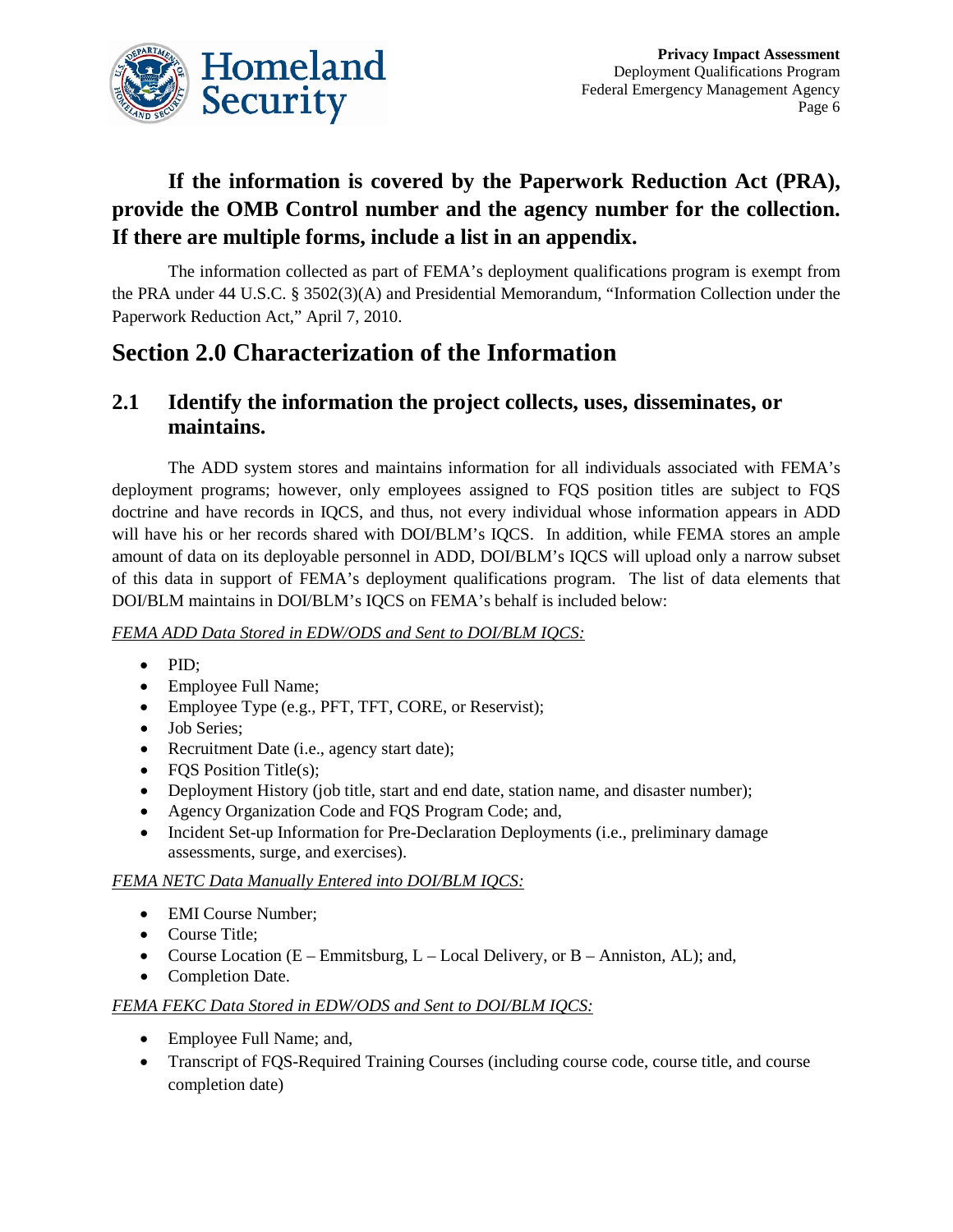**If the information is covered by the Paperwork Reduction Act (PRA), provide the OMB Control number and the agency number for the collection. If there are multiple forms, include a list in an appendix.**

The information collected as part of FEMA's deployment qualifications program is exempt from the PRA under 44 U.S.C. § 3502(3)(A) and Presidential Memorandum, "Information Collection under the Paperwork Reduction Act," April 7, 2010.

# Section 2.0 Characterization of the Information

## 2.1 Identify the information the project collects, uses, disseminates, or maintains.

The ADD system stores and maintains information for all individuals associated with FEMA's deployment programs; however, only employees assigned to FQS position titles are subject to FQS doctrine and have records in IQCS, and thus, not every individual whose information appears in ADD will have his or her records shared with DOI/BLM's IQCS. In addition, while FEMA stores an ample amount of data on its deployable personnel in ADD, DOI/BLM's IQCS will upload only a narrow subset of this data in support of FEMA's deployment qualifications program. The list of data elements that DOI/BLM maintains in DOI/BLM's IQCS on FEMA's behalf is included below:

*FEMA ADD Data Stored in EDW/ODS and Sent to DOI/BLM IQCS:*

- PID;
- Employee Full Name;
- Employee Type (e.g., PFT, TFT, CORE, or Reservist);
- Job Series;
- Recruitment Date (i.e., agency start date);
- FQS Position Title(s);
- Deployment History (job title, start and end date, station name, and disaster number);
- Agency Organization Code and FQS Program Code; and,
- Incident Set-up Information for Pre-Declaration Deployments (i.e., preliminary damage assessments, surge, and exercises).

*FEMA NETC Data Manually Entered into DOI/BLM IQCS:*

- EMI Course Number;
- Course Title;
- Course Location (E – Emmitsburg, L – Local Delivery, or B – Anniston, AL); and,
- Completion Date.

*FEMA FEKC Data Stored in EDW/ODS and Sent to DOI/BLM IQCS:*

- Employee Full Name; and,
- Transcript of FQS-Required Training Courses (including course code, course title, and course completion date)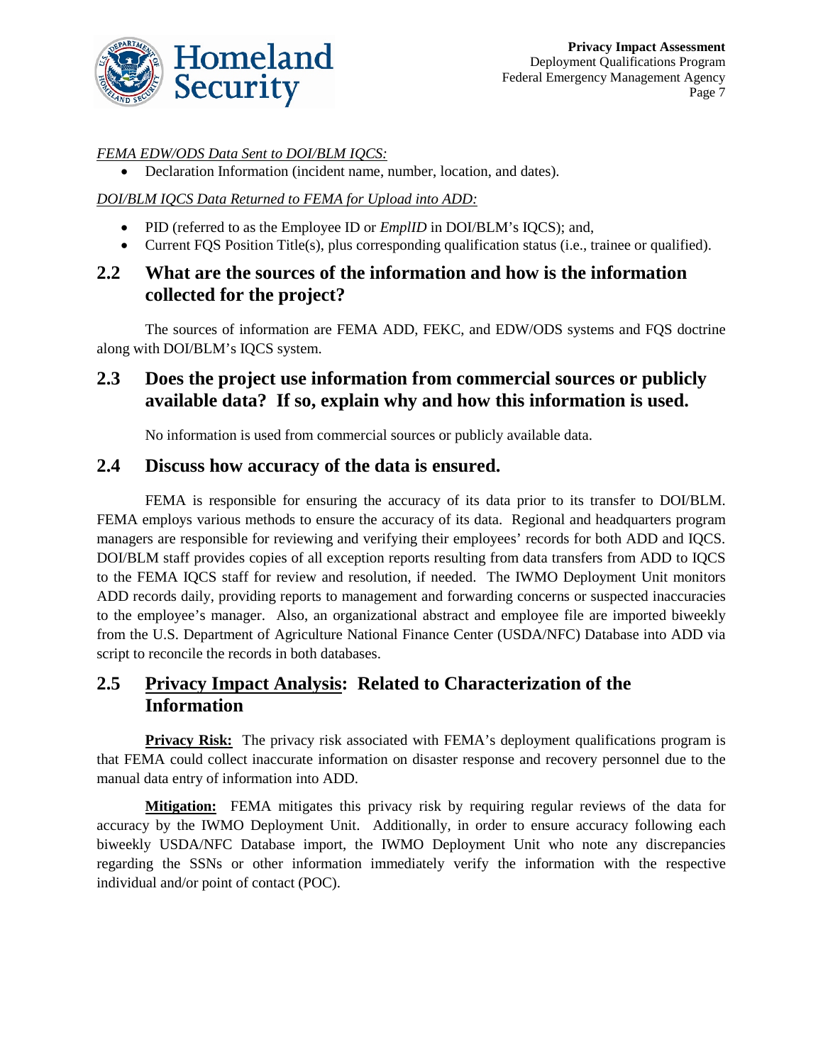*FEMA EDW/ODS Data Sent to DOI/BLM IQCS:*

- Declaration Information (incident name, number, location, and dates).

*DOI/BLM IQCS Data Returned to FEMA for Upload into ADD:*

- PID (referred to as the Employee ID or *EmplID* in DOI/BLM's IQCS); and,
- Current FQS Position Title(s), plus corresponding qualification status (i.e., trainee or qualified).

## 2.2 What are the sources of the information and how is the information collected for the project?

The sources of information are FEMA ADD, FEKC, and EDW/ODS systems and FQS doctrine along with DOI/BLM's IQCS system.

## 2.3 Does the project use information from commercial sources or publicly available data? If so, explain why and how this information is used.

No information is used from commercial sources or publicly available data.

## 2.4 Discuss how accuracy of the data is ensured.

FEMA is responsible for ensuring the accuracy of its data prior to its transfer to DOI/BLM. FEMA employs various methods to ensure the accuracy of its data. Regional and headquarters program managers are responsible for reviewing and verifying their employees' records for both ADD and IQCS. DOI/BLM staff provides copies of all exception reports resulting from data transfers from ADD to IQCS to the FEMA IQCS staff for review and resolution, if needed. The IWMO Deployment Unit monitors ADD records daily, providing reports to management and forwarding concerns or suspected inaccuracies to the employee's manager. Also, an organizational abstract and employee file are imported biweekly from the U.S. Department of Agriculture National Finance Center (USDA/NFC) Database into ADD via script to reconcile the records in both databases.

## 2.5 Privacy Impact Analysis: Related to Characterization of the Information

**Privacy Risk:** The privacy risk associated with FEMA's deployment qualifications program is that FEMA could collect inaccurate information on disaster response and recovery personnel due to the manual data entry of information into ADD.

**Mitigation:** FEMA mitigates this privacy risk by requiring regular reviews of the data for accuracy by the IWMO Deployment Unit. Additionally, in order to ensure accuracy following each biweekly USDA/NFC Database import, the IWMO Deployment Unit who note any discrepancies regarding the SSNs or other information immediately verify the information with the respective individual and/or point of contact (POC).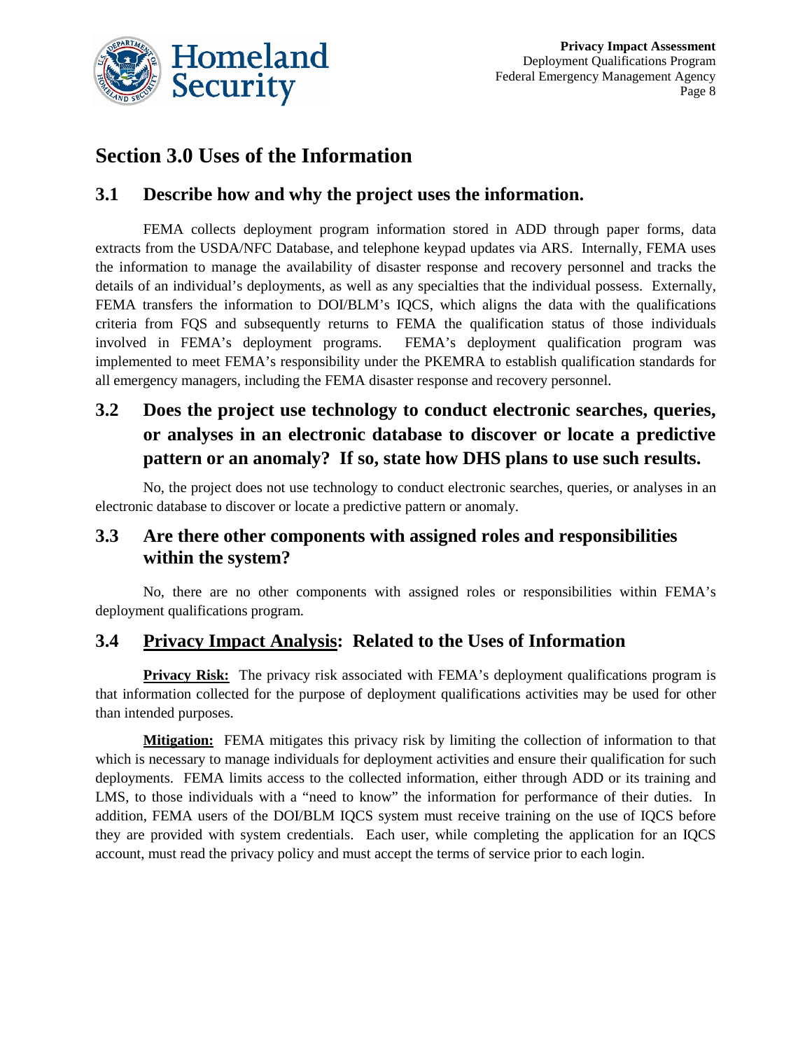## Section 3.0 Uses of the Information

### 3.1 Describe how and why the project uses the information.

FEMA collects deployment program information stored in ADD through paper forms, data extracts from the USDA/NFC Database, and telephone keypad updates via ARS. Internally, FEMA uses the information to manage the availability of disaster response and recovery personnel and tracks the details of an individual's deployments, as well as any specialties that the individual possess. Externally, FEMA transfers the information to DOI/BLM's IQCS, which aligns the data with the qualifications criteria from FQS and subsequently returns to FEMA the qualification status of those individuals involved in FEMA's deployment programs. FEMA's deployment qualification program was implemented to meet FEMA's responsibility under the PKEMRA to establish qualification standards for all emergency managers, including the FEMA disaster response and recovery personnel.

### 3.2 Does the project use technology to conduct electronic searches, queries, or analyses in an electronic database to discover or locate a predictive pattern or an anomaly? If so, state how DHS plans to use such results.

No, the project does not use technology to conduct electronic searches, queries, or analyses in an electronic database to discover or locate a predictive pattern or anomaly.

### 3.3 Are there other components with assigned roles and responsibilities within the system?

No, there are no other components with assigned roles or responsibilities within FEMA's deployment qualifications program.

### 3.4 Privacy Impact Analysis: Related to the Uses of Information

**Privacy Risk:** The privacy risk associated with FEMA's deployment qualifications program is that information collected for the purpose of deployment qualifications activities may be used for other than intended purposes.

**Mitigation:** FEMA mitigates this privacy risk by limiting the collection of information to that which is necessary to manage individuals for deployment activities and ensure their qualification for such deployments. FEMA limits access to the collected information, either through ADD or its training and LMS, to those individuals with a "need to know" the information for performance of their duties. In addition, FEMA users of the DOI/BLM IQCS system must receive training on the use of IQCS before they are provided with system credentials. Each user, while completing the application for an IQCS account, must read the privacy policy and must accept the terms of service prior to each login.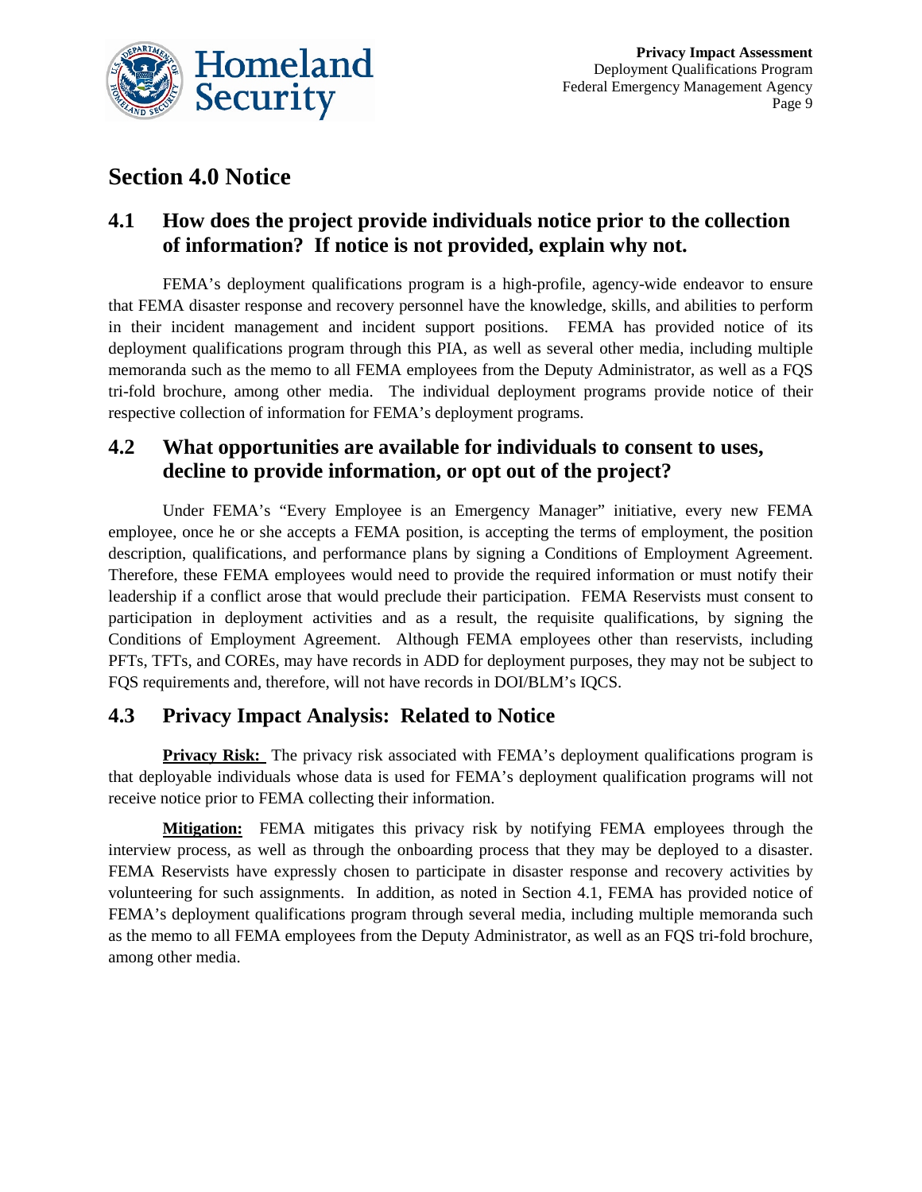## Section 4.0 Notice

### 4.1 How does the project provide individuals notice prior to the collection of information? If notice is not provided, explain why not.

FEMA's deployment qualifications program is a high-profile, agency-wide endeavor to ensure that FEMA disaster response and recovery personnel have the knowledge, skills, and abilities to perform in their incident management and incident support positions. FEMA has provided notice of its deployment qualifications program through this PIA, as well as several other media, including multiple memoranda such as the memo to all FEMA employees from the Deputy Administrator, as well as a FQS tri-fold brochure, among other media. The individual deployment programs provide notice of their respective collection of information for FEMA's deployment programs.

### 4.2 What opportunities are available for individuals to consent to uses, decline to provide information, or opt out of the project?

Under FEMA's "Every Employee is an Emergency Manager" initiative, every new FEMA employee, once he or she accepts a FEMA position, is accepting the terms of employment, the position description, qualifications, and performance plans by signing a Conditions of Employment Agreement. Therefore, these FEMA employees would need to provide the required information or must notify their leadership if a conflict arose that would preclude their participation. FEMA Reservists must consent to participation in deployment activities and as a result, the requisite qualifications, by signing the Conditions of Employment Agreement. Although FEMA employees other than reservists, including PFTs, TFTs, and COREs, may have records in ADD for deployment purposes, they may not be subject to FQS requirements and, therefore, will not have records in DOI/BLM's IQCS.

### 4.3 Privacy Impact Analysis: Related to Notice

**Privacy Risk:** The privacy risk associated with FEMA's deployment qualifications program is that deployable individuals whose data is used for FEMA's deployment qualification programs will not receive notice prior to FEMA collecting their information.

**Mitigation:** FEMA mitigates this privacy risk by notifying FEMA employees through the interview process, as well as through the onboarding process that they may be deployed to a disaster. FEMA Reservists have expressly chosen to participate in disaster response and recovery activities by volunteering for such assignments. In addition, as noted in Section 4.1, FEMA has provided notice of FEMA's deployment qualifications program through several media, including multiple memoranda such as the memo to all FEMA employees from the Deputy Administrator, as well as an FQS tri-fold brochure, among other media.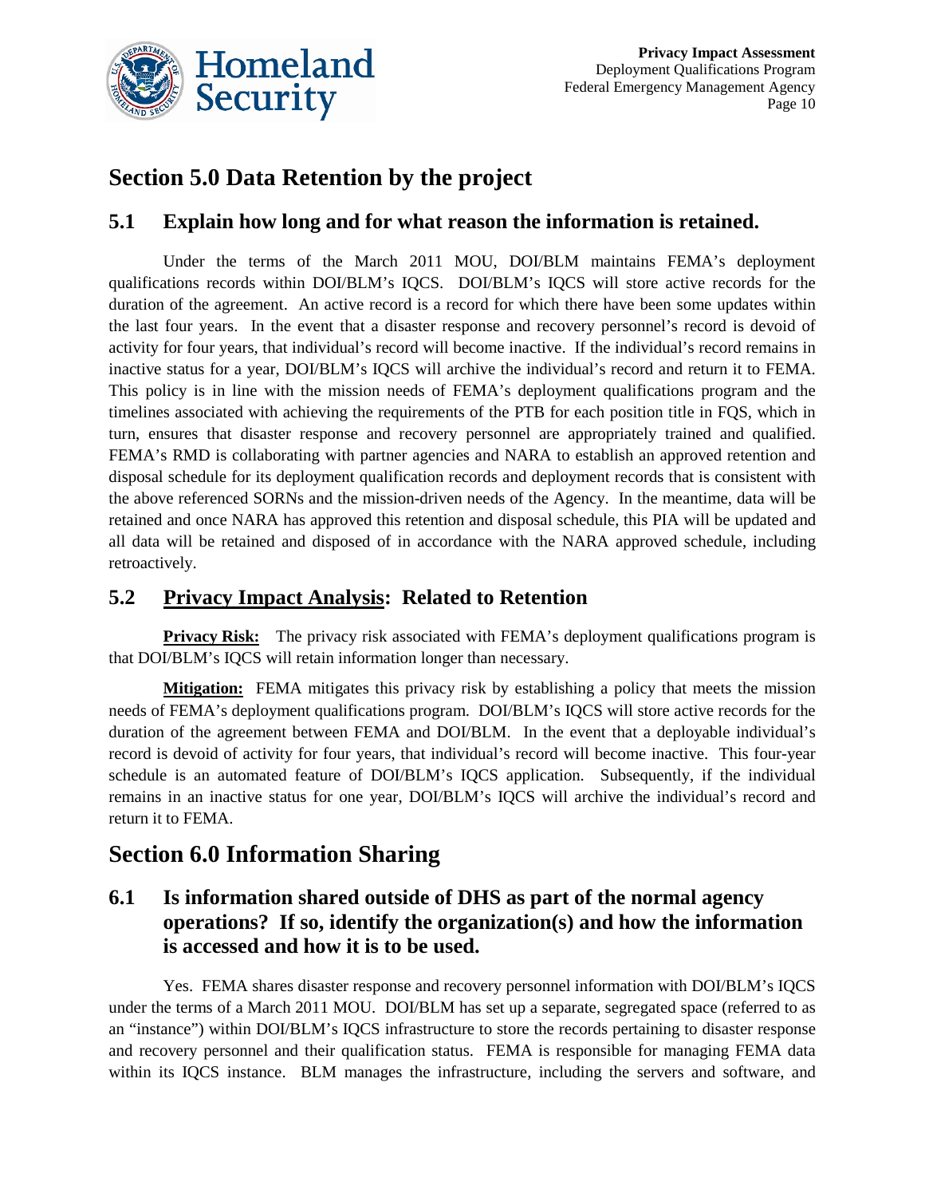## Section 5.0 Data Retention by the project

### 5.1 Explain how long and for what reason the information is retained.

Under the terms of the March 2011 MOU, DOI/BLM maintains FEMA's deployment qualifications records within DOI/BLM's IQCS. DOI/BLM's IQCS will store active records for the duration of the agreement. An active record is a record for which there have been some updates within the last four years. In the event that a disaster response and recovery personnel's record is devoid of activity for four years, that individual's record will become inactive. If the individual's record remains in inactive status for a year, DOI/BLM's IQCS will archive the individual's record and return it to FEMA. This policy is in line with the mission needs of FEMA's deployment qualifications program and the timelines associated with achieving the requirements of the PTB for each position title in FQS, which in turn, ensures that disaster response and recovery personnel are appropriately trained and qualified. FEMA's RMD is collaborating with partner agencies and NARA to establish an approved retention and disposal schedule for its deployment qualification records and deployment records that is consistent with the above referenced SORNs and the mission-driven needs of the Agency. In the meantime, data will be retained and once NARA has approved this retention and disposal schedule, this PIA will be updated and all data will be retained and disposed of in accordance with the NARA approved schedule, including retroactively.

### 5.2 Privacy Impact Analysis: Related to Retention

**Privacy Risk:** The privacy risk associated with FEMA's deployment qualifications program is that DOI/BLM's IQCS will retain information longer than necessary.

**Mitigation:** FEMA mitigates this privacy risk by establishing a policy that meets the mission needs of FEMA's deployment qualifications program. DOI/BLM's IQCS will store active records for the duration of the agreement between FEMA and DOI/BLM. In the event that a deployable individual's record is devoid of activity for four years, that individual's record will become inactive. This four-year schedule is an automated feature of DOI/BLM's IQCS application. Subsequently, if the individual remains in an inactive status for one year, DOI/BLM's IQCS will archive the individual's record and return it to FEMA.

## Section 6.0 Information Sharing

### 6.1 Is information shared outside of DHS as part of the normal agency operations? If so, identify the organization(s) and how the information is accessed and how it is to be used.

Yes. FEMA shares disaster response and recovery personnel information with DOI/BLM's IQCS under the terms of a March 2011 MOU. DOI/BLM has set up a separate, segregated space (referred to as an "instance") within DOI/BLM's IQCS infrastructure to store the records pertaining to disaster response and recovery personnel and their qualification status. FEMA is responsible for managing FEMA data within its IQCS instance. BLM manages the infrastructure, including the servers and software, and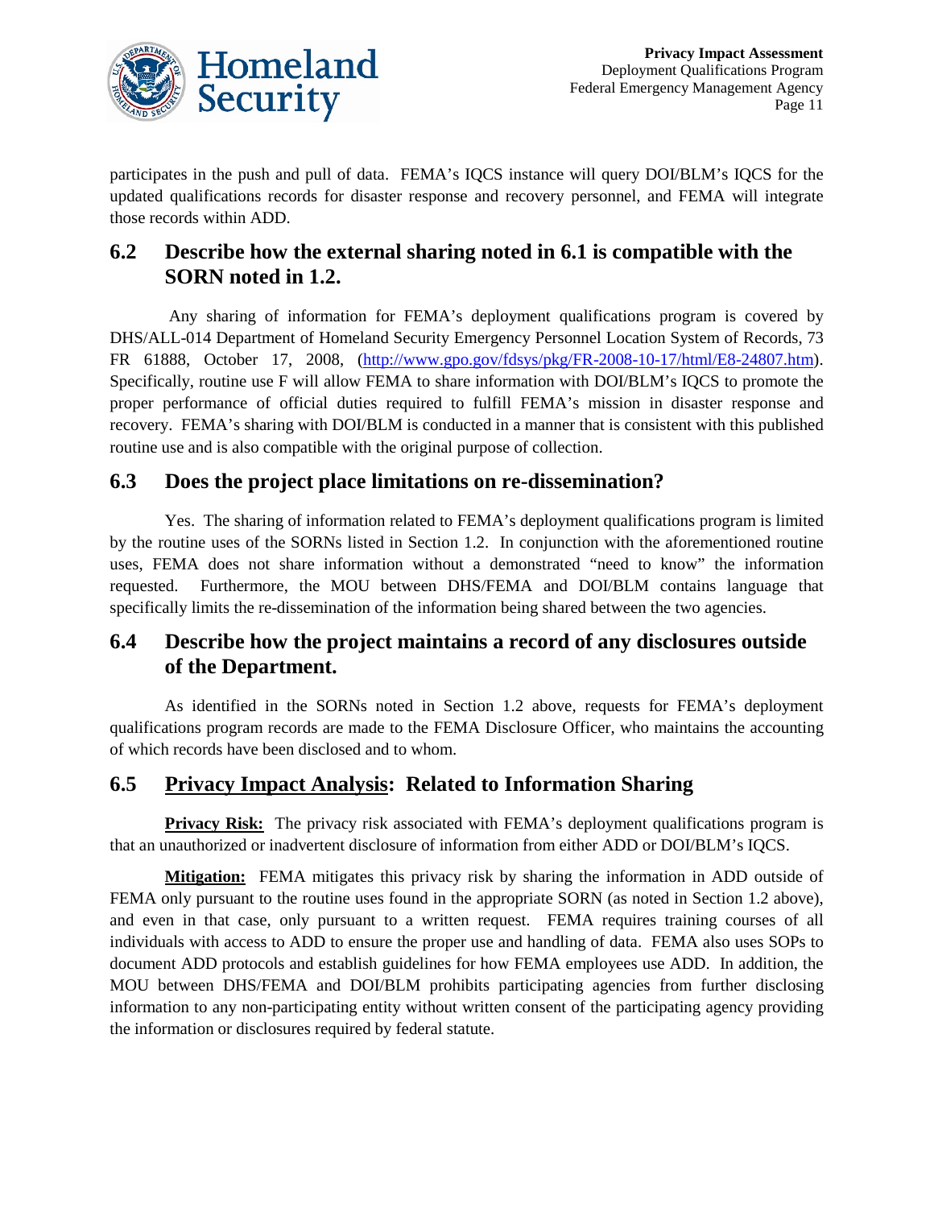participates in the push and pull of data. FEMA's IQCS instance will query DOI/BLM's IQCS for the updated qualifications records for disaster response and recovery personnel, and FEMA will integrate those records within ADD.

## 6.2 Describe how the external sharing noted in 6.1 is compatible with the SORN noted in 1.2.

Any sharing of information for FEMA's deployment qualifications program is covered by DHS/ALL-014 Department of Homeland Security Emergency Personnel Location System of Records, 73 FR 61888, October 17, 2008, (http://www.gpo.gov/fdsys/pkg/FR-2008-10-17/html/E8-24807.htm). Specifically, routine use F will allow FEMA to share information with DOI/BLM's IQCS to promote the proper performance of official duties required to fulfill FEMA's mission in disaster response and recovery. FEMA's sharing with DOI/BLM is conducted in a manner that is consistent with this published routine use and is also compatible with the original purpose of collection.

## 6.3 Does the project place limitations on re-dissemination?

Yes. The sharing of information related to FEMA's deployment qualifications program is limited by the routine uses of the SORNs listed in Section 1.2. In conjunction with the aforementioned routine uses, FEMA does not share information without a demonstrated "need to know" the information requested. Furthermore, the MOU between DHS/FEMA and DOI/BLM contains language that specifically limits the re-dissemination of the information being shared between the two agencies.

## 6.4 Describe how the project maintains a record of any disclosures outside of the Department.

As identified in the SORNs noted in Section 1.2 above, requests for FEMA's deployment qualifications program records are made to the FEMA Disclosure Officer, who maintains the accounting of which records have been disclosed and to whom.

## 6.5 Privacy Impact Analysis: Related to Information Sharing

**Privacy Risk:** The privacy risk associated with FEMA's deployment qualifications program is that an unauthorized or inadvertent disclosure of information from either ADD or DOI/BLM's IQCS.

**Mitigation:** FEMA mitigates this privacy risk by sharing the information in ADD outside of FEMA only pursuant to the routine uses found in the appropriate SORN (as noted in Section 1.2 above), and even in that case, only pursuant to a written request. FEMA requires training courses of all individuals with access to ADD to ensure the proper use and handling of data. FEMA also uses SOPs to document ADD protocols and establish guidelines for how FEMA employees use ADD. In addition, the MOU between DHS/FEMA and DOI/BLM prohibits participating agencies from further disclosing information to any non-participating entity without written consent of the participating agency providing the information or disclosures required by federal statute.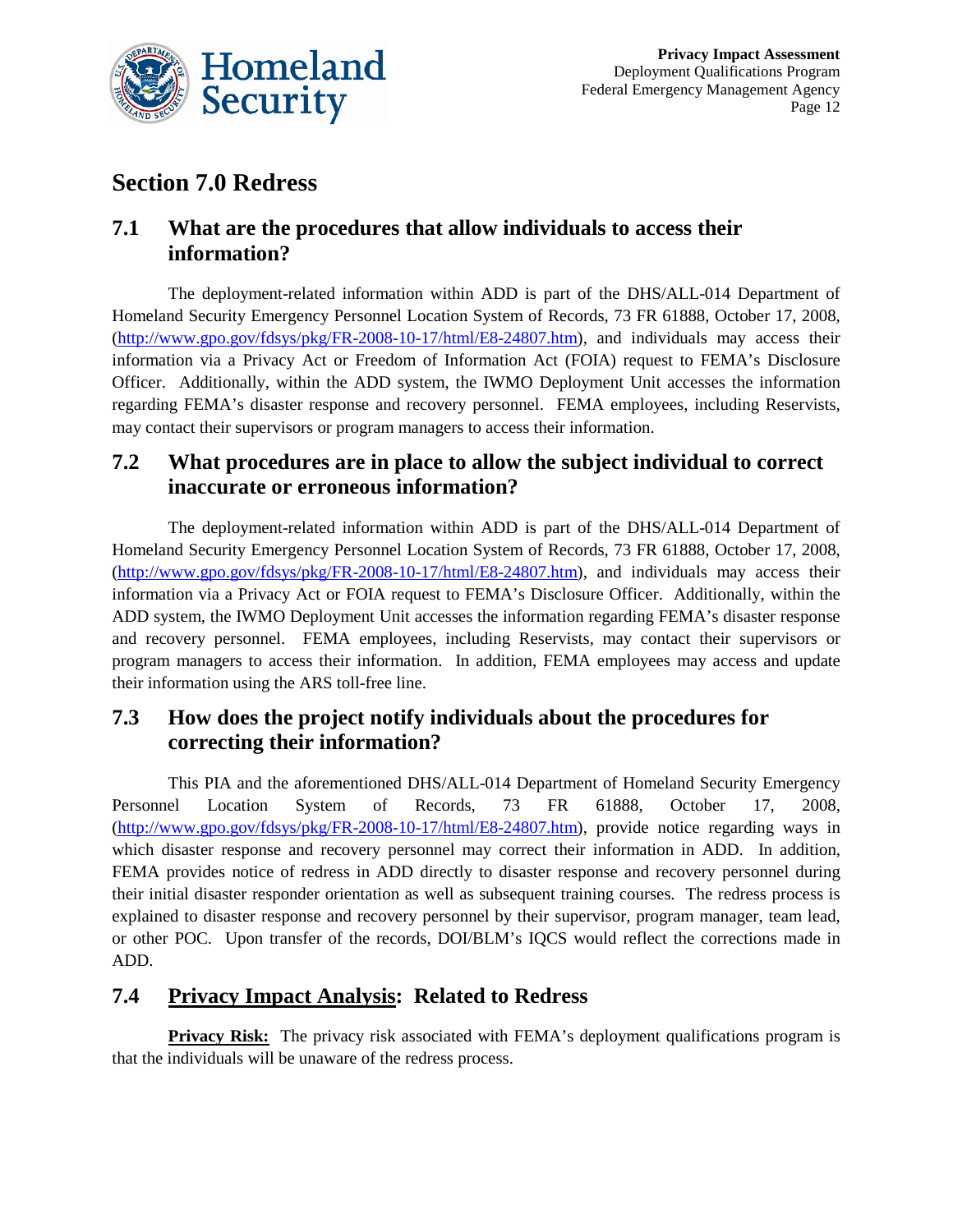# Section 7.0 Redress

## 7.1 What are the procedures that allow individuals to access their information?

The deployment-related information within ADD is part of the DHS/ALL-014 Department of Homeland Security Emergency Personnel Location System of Records, 73 FR 61888, October 17, 2008, (http://www.gpo.gov/fdsys/pkg/FR-2008-10-17/html/E8-24807.htm), and individuals may access their information via a Privacy Act or Freedom of Information Act (FOIA) request to FEMA's Disclosure Officer. Additionally, within the ADD system, the IWMO Deployment Unit accesses the information regarding FEMA's disaster response and recovery personnel. FEMA employees, including Reservists, may contact their supervisors or program managers to access their information.

## 7.2 What procedures are in place to allow the subject individual to correct inaccurate or erroneous information?

The deployment-related information within ADD is part of the DHS/ALL-014 Department of Homeland Security Emergency Personnel Location System of Records, 73 FR 61888, October 17, 2008, (http://www.gpo.gov/fdsys/pkg/FR-2008-10-17/html/E8-24807.htm), and individuals may access their information via a Privacy Act or FOIA request to FEMA's Disclosure Officer. Additionally, within the ADD system, the IWMO Deployment Unit accesses the information regarding FEMA's disaster response and recovery personnel. FEMA employees, including Reservists, may contact their supervisors or program managers to access their information. In addition, FEMA employees may access and update their information using the ARS toll-free line.

## 7.3 How does the project notify individuals about the procedures for correcting their information?

This PIA and the aforementioned DHS/ALL-014 Department of Homeland Security Emergency Personnel Location System of Records, 73 FR 61888, October 17, 2008, (http://www.gpo.gov/fdsys/pkg/FR-2008-10-17/html/E8-24807.htm), provide notice regarding ways in which disaster response and recovery personnel may correct their information in ADD. In addition, FEMA provides notice of redress in ADD directly to disaster response and recovery personnel during their initial disaster responder orientation as well as subsequent training courses. The redress process is explained to disaster response and recovery personnel by their supervisor, program manager, team lead, or other POC. Upon transfer of the records, DOI/BLM's IQCS would reflect the corrections made in ADD.

## 7.4 Privacy Impact Analysis: Related to Redress

**Privacy Risk:** The privacy risk associated with FEMA's deployment qualifications program is that the individuals will be unaware of the redress process.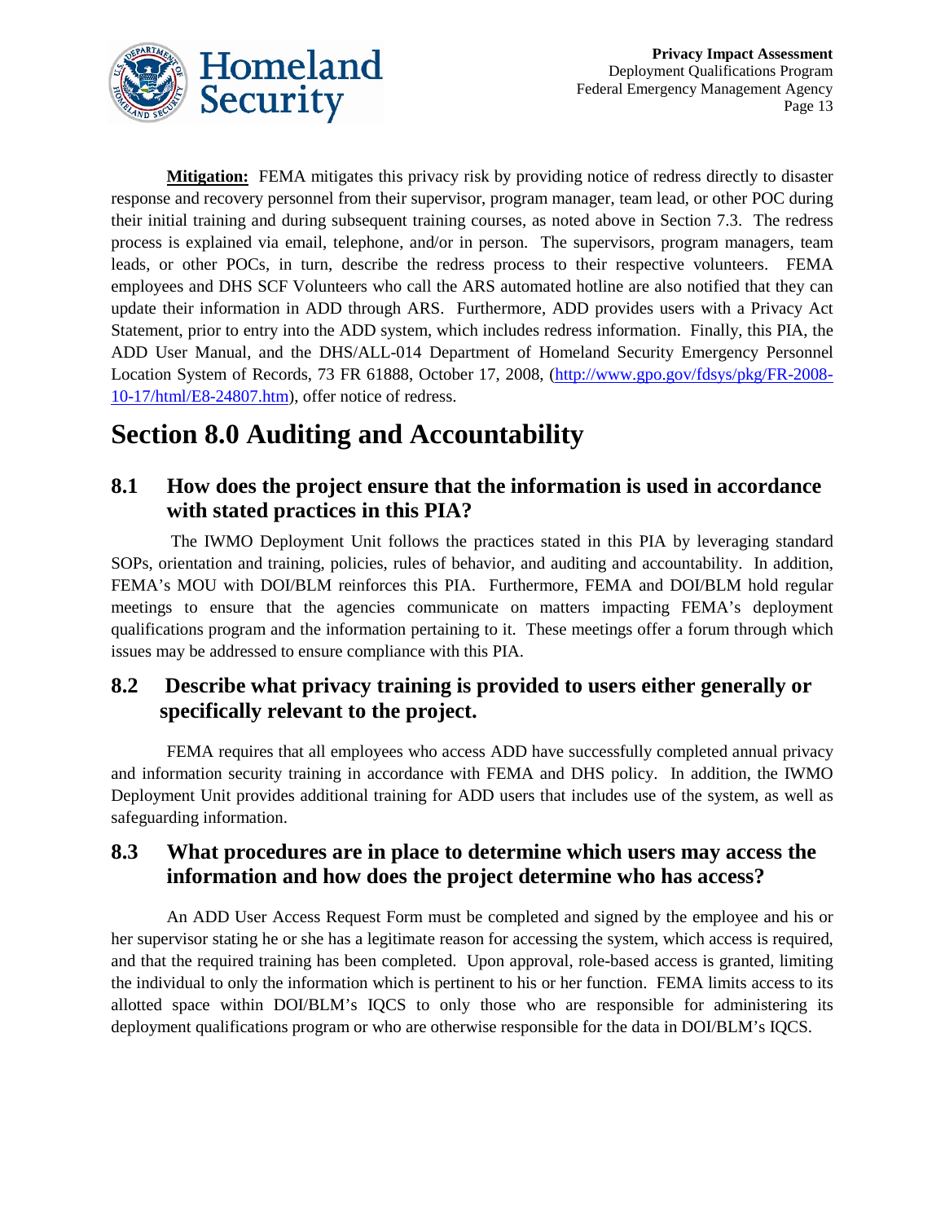**Mitigation:** FEMA mitigates this privacy risk by providing notice of redress directly to disaster response and recovery personnel from their supervisor, program manager, team lead, or other POC during their initial training and during subsequent training courses, as noted above in Section 7.3. The redress process is explained via email, telephone, and/or in person. The supervisors, program managers, team leads, or other POCs, in turn, describe the redress process to their respective volunteers. FEMA employees and DHS SCF Volunteers who call the ARS automated hotline are also notified that they can update their information in ADD through ARS. Furthermore, ADD provides users with a Privacy Act Statement, prior to entry into the ADD system, which includes redress information. Finally, this PIA, the ADD User Manual, and the DHS/ALL-014 Department of Homeland Security Emergency Personnel Location System of Records, 73 FR 61888, October 17, 2008, (http://www.gpo.gov/fdsys/pkg/FR-2008-10-17/html/E8-24807.htm), offer notice of redress.

# Section 8.0 Auditing and Accountability

## 8.1 How does the project ensure that the information is used in accordance with stated practices in this PIA?

The IWMO Deployment Unit follows the practices stated in this PIA by leveraging standard SOPs, orientation and training, policies, rules of behavior, and auditing and accountability. In addition, FEMA's MOU with DOI/BLM reinforces this PIA. Furthermore, FEMA and DOI/BLM hold regular meetings to ensure that the agencies communicate on matters impacting FEMA's deployment qualifications program and the information pertaining to it. These meetings offer a forum through which issues may be addressed to ensure compliance with this PIA.

## 8.2 Describe what privacy training is provided to users either generally or specifically relevant to the project.

FEMA requires that all employees who access ADD have successfully completed annual privacy and information security training in accordance with FEMA and DHS policy. In addition, the IWMO Deployment Unit provides additional training for ADD users that includes use of the system, as well as safeguarding information.

## 8.3 What procedures are in place to determine which users may access the information and how does the project determine who has access?

An ADD User Access Request Form must be completed and signed by the employee and his or her supervisor stating he or she has a legitimate reason for accessing the system, which access is required, and that the required training has been completed. Upon approval, role-based access is granted, limiting the individual to only the information which is pertinent to his or her function. FEMA limits access to its allotted space within DOI/BLM's IQCS to only those who are responsible for administering its deployment qualifications program or who are otherwise responsible for the data in DOI/BLM's IQCS.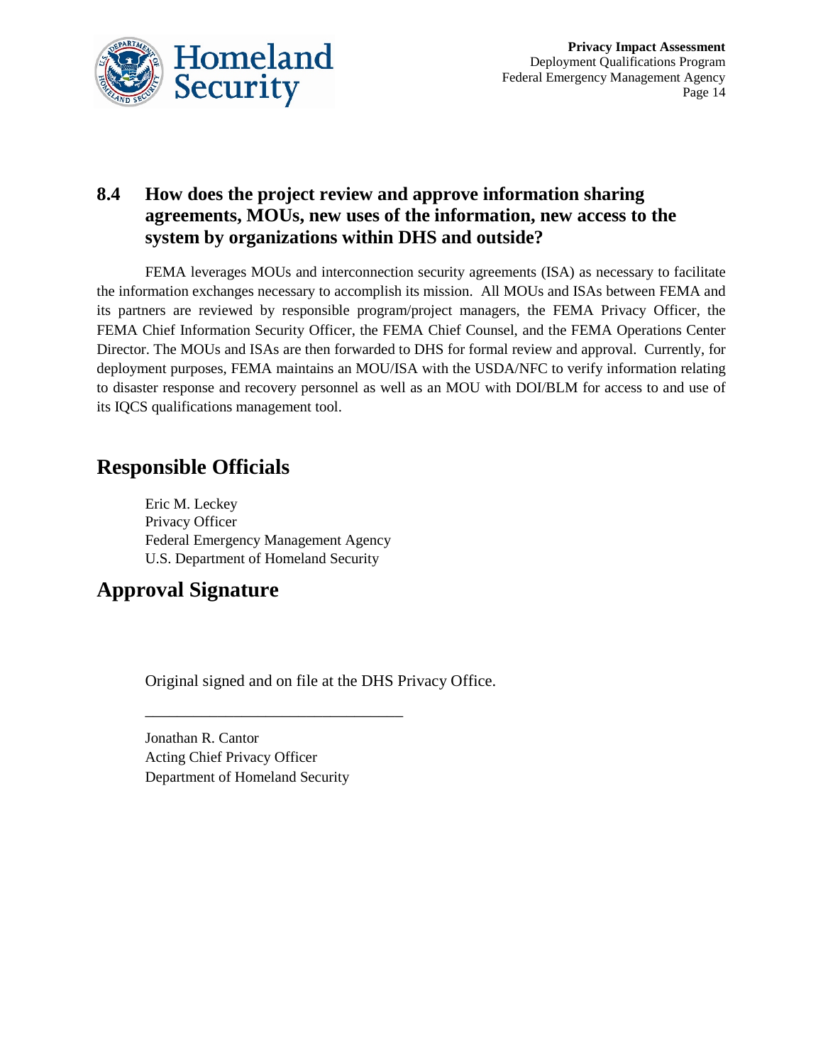### 8.4 How does the project review and approve information sharing agreements, MOUs, new uses of the information, new access to the system by organizations within DHS and outside?

FEMA leverages MOUs and interconnection security agreements (ISA) as necessary to facilitate the information exchanges necessary to accomplish its mission. All MOUs and ISAs between FEMA and its partners are reviewed by responsible program/project managers, the FEMA Privacy Officer, the FEMA Chief Information Security Officer, the FEMA Chief Counsel, and the FEMA Operations Center Director. The MOUs and ISAs are then forwarded to DHS for formal review and approval. Currently, for deployment purposes, FEMA maintains an MOU/ISA with the USDA/NFC to verify information relating to disaster response and recovery personnel as well as an MOU with DOI/BLM for access to and use of its IQCS qualifications management tool.

## Responsible Officials

Eric M. Leckey
Privacy Officer
Federal Emergency Management Agency
U.S. Department of Homeland Security

## Approval Signature

Original signed and on file at the DHS Privacy Office.

________________________________

Jonathan R. Cantor
Acting Chief Privacy Officer
Department of Homeland Security